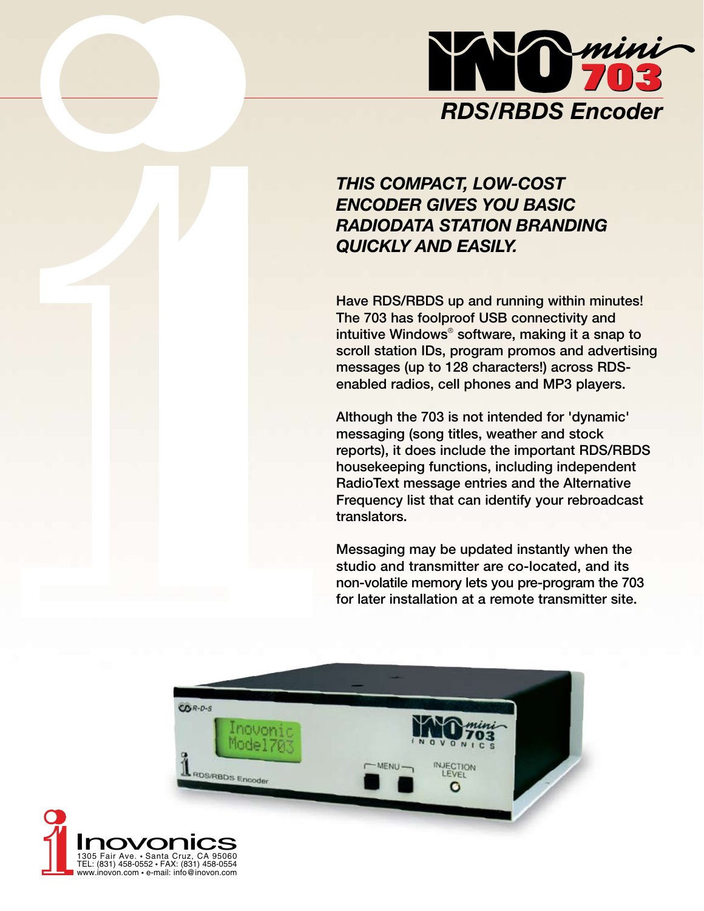# INO mini 703

## RDS/RBDS Encoder

***THIS COMPACT, LOW-COST ENCODER GIVES YOU BASIC RADIODATA STATION BRANDING QUICKLY AND EASILY.***

Have RDS/RBDS up and running within minutes! The 703 has foolproof USB connectivity and intuitive Windows® software, making it a snap to scroll station IDs, program promos and advertising messages (up to 128 characters!) across RDS-enabled radios, cell phones and MP3 players.

Although the 703 is not intended for 'dynamic' messaging (song titles, weather and stock reports), it does include the important RDS/RBDS housekeeping functions, including independent RadioText message entries and the Alternative Frequency list that can identify your rebroadcast translators.

Messaging may be updated instantly when the studio and transmitter are co-located, and its non-volatile memory lets you pre-program the 703 for later installation at a remote transmitter site.

Inovonics
1305 Fair Ave. • Santa Cruz, CA 95060
TEL: (831) 458-0552 • FAX: (831) 458-0554
www.inovon.com • e-mail: info@inovon.com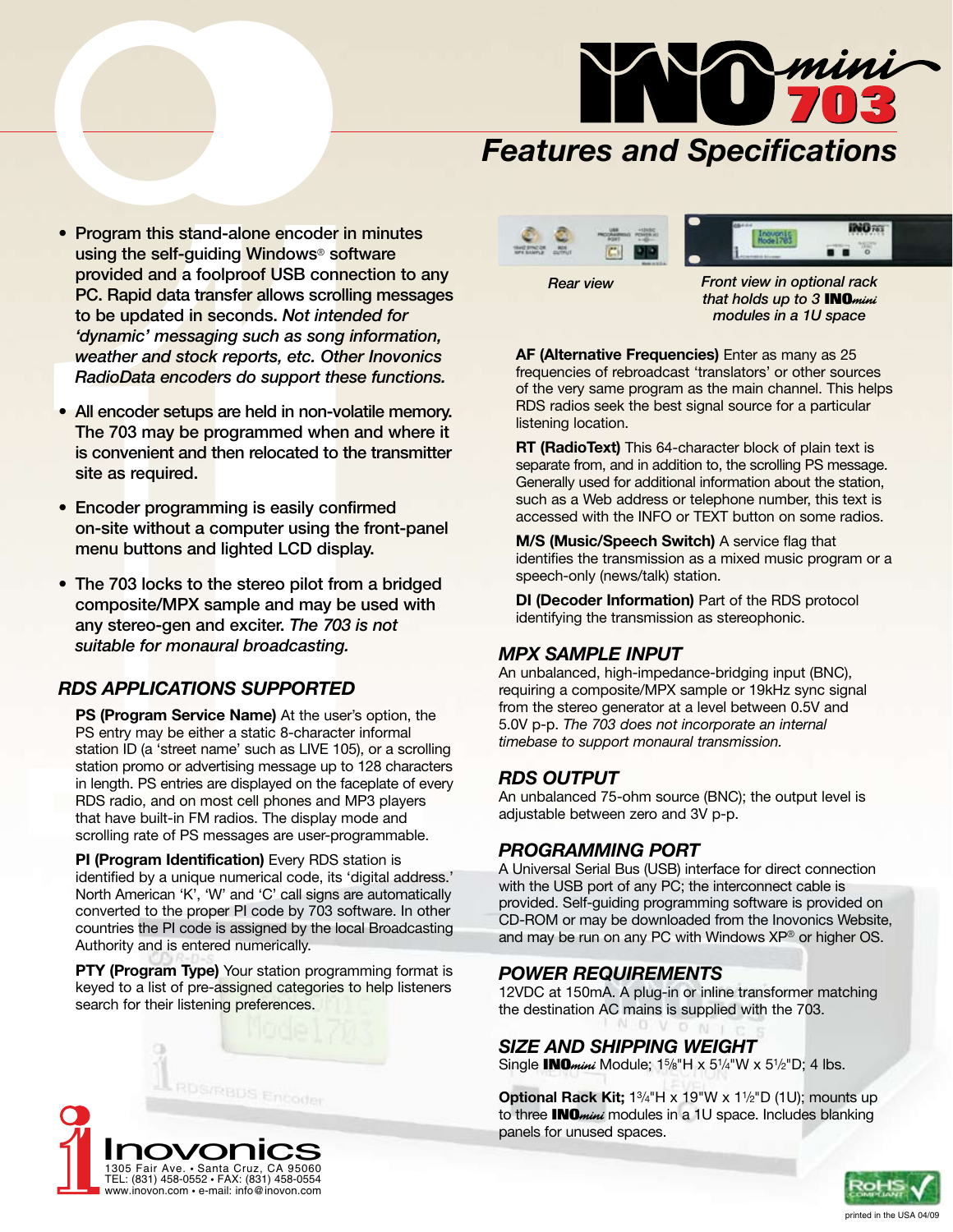# INOmini 703

## Features and Specifications

- Program this stand-alone encoder in minutes using the self-guiding Windows® software provided and a foolproof USB connection to any PC. Rapid data transfer allows scrolling messages to be updated in seconds. *Not intended for 'dynamic' messaging such as song information, weather and stock reports, etc. Other Inovonics RadioData encoders do support these functions.*
- All encoder setups are held in non-volatile memory. The 703 may be programmed when and where it is convenient and then relocated to the transmitter site as required.
- Encoder programming is easily confirmed on-site without a computer using the front-panel menu buttons and lighted LCD display.
- The 703 locks to the stereo pilot from a bridged composite/MPX sample and may be used with any stereo-gen and exciter. *The 703 is not suitable for monaural broadcasting.*

### RDS APPLICATIONS SUPPORTED

**PS (Program Service Name)** At the user's option, the PS entry may be either a static 8-character informal station ID (a 'street name' such as LIVE 105), or a scrolling station promo or advertising message up to 128 characters in length. PS entries are displayed on the faceplate of every RDS radio, and on most cell phones and MP3 players that have built-in FM radios. The display mode and scrolling rate of PS messages are user-programmable.

**PI (Program Identification)** Every RDS station is identified by a unique numerical code, its 'digital address.' North American 'K', 'W' and 'C' call signs are automatically converted to the proper PI code by 703 software. In other countries the PI code is assigned by the local Broadcasting Authority and is entered numerically.

**PTY (Program Type)** Your station programming format is keyed to a list of pre-assigned categories to help listeners search for their listening preferences.

*Rear view*

*Front view in optional rack that holds up to 3 INOmini modules in a 1U space*

**AF (Alternative Frequencies)** Enter as many as 25 frequencies of rebroadcast 'translators' or other sources of the very same program as the main channel. This helps RDS radios seek the best signal source for a particular listening location.

**RT (RadioText)** This 64-character block of plain text is separate from, and in addition to, the scrolling PS message. Generally used for additional information about the station, such as a Web address or telephone number, this text is accessed with the INFO or TEXT button on some radios.

**M/S (Music/Speech Switch)** A service flag that identifies the transmission as a mixed music program or a speech-only (news/talk) station.

**DI (Decoder Information)** Part of the RDS protocol identifying the transmission as stereophonic.

### MPX SAMPLE INPUT

An unbalanced, high-impedance-bridging input (BNC), requiring a composite/MPX sample or 19kHz sync signal from the stereo generator at a level between 0.5V and 5.0V p-p. *The 703 does not incorporate an internal timebase to support monaural transmission.*

### RDS OUTPUT

An unbalanced 75-ohm source (BNC); the output level is adjustable between zero and 3V p-p.

### PROGRAMMING PORT

A Universal Serial Bus (USB) interface for direct connection with the USB port of any PC; the interconnect cable is provided. Self-guiding programming software is provided on CD-ROM or may be downloaded from the Inovonics Website, and may be run on any PC with Windows XP® or higher OS.

### POWER REQUIREMENTS

12VDC at 150mA. A plug-in or inline transformer matching the destination AC mains is supplied with the 703.

### SIZE AND SHIPPING WEIGHT

Single **INOmini** Module; 1⅝"H x 5¼"W x 5½"D; 4 lbs.

**Optional Rack Kit;** 1¾"H x 19"W x 1½"D (1U); mounts up to three **INOmini** modules in a 1U space. Includes blanking panels for unused spaces.

Inovonics
1305 Fair Ave. • Santa Cruz, CA 95060
TEL: (831) 458-0552 • FAX: (831) 458-0554
www.inovon.com • e-mail: info@inovon.com

RoHS COMPLIANT

printed in the USA 04/09